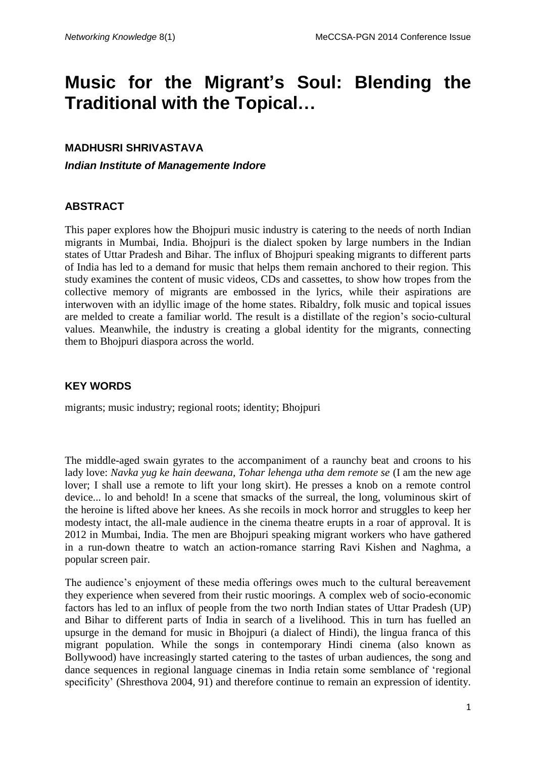# Music for the Migrant's Soul: Blending the Traditional with the Topical…

**MADHUSRI SHRIVASTAVA**

***Indian Institute of Managemente Indore***

## ABSTRACT

This paper explores how the Bhojpuri music industry is catering to the needs of north Indian migrants in Mumbai, India. Bhojpuri is the dialect spoken by large numbers in the Indian states of Uttar Pradesh and Bihar. The influx of Bhojpuri speaking migrants to different parts of India has led to a demand for music that helps them remain anchored to their region. This study examines the content of music videos, CDs and cassettes, to show how tropes from the collective memory of migrants are embossed in the lyrics, while their aspirations are interwoven with an idyllic image of the home states. Ribaldry, folk music and topical issues are melded to create a familiar world. The result is a distillate of the region's socio-cultural values. Meanwhile, the industry is creating a global identity for the migrants, connecting them to Bhojpuri diaspora across the world.

## KEY WORDS

migrants; music industry; regional roots; identity; Bhojpuri

The middle-aged swain gyrates to the accompaniment of a raunchy beat and croons to his lady love: *Navka yug ke hain deewana, Tohar lehenga utha dem remote se* (I am the new age lover; I shall use a remote to lift your long skirt). He presses a knob on a remote control device... lo and behold! In a scene that smacks of the surreal, the long, voluminous skirt of the heroine is lifted above her knees. As she recoils in mock horror and struggles to keep her modesty intact, the all-male audience in the cinema theatre erupts in a roar of approval. It is 2012 in Mumbai, India. The men are Bhojpuri speaking migrant workers who have gathered in a run-down theatre to watch an action-romance starring Ravi Kishen and Naghma, a popular screen pair.

The audience's enjoyment of these media offerings owes much to the cultural bereavement they experience when severed from their rustic moorings. A complex web of socio-economic factors has led to an influx of people from the two north Indian states of Uttar Pradesh (UP) and Bihar to different parts of India in search of a livelihood. This in turn has fuelled an upsurge in the demand for music in Bhojpuri (a dialect of Hindi), the lingua franca of this migrant population. While the songs in contemporary Hindi cinema (also known as Bollywood) have increasingly started catering to the tastes of urban audiences, the song and dance sequences in regional language cinemas in India retain some semblance of 'regional specificity' (Shresthova 2004, 91) and therefore continue to remain an expression of identity.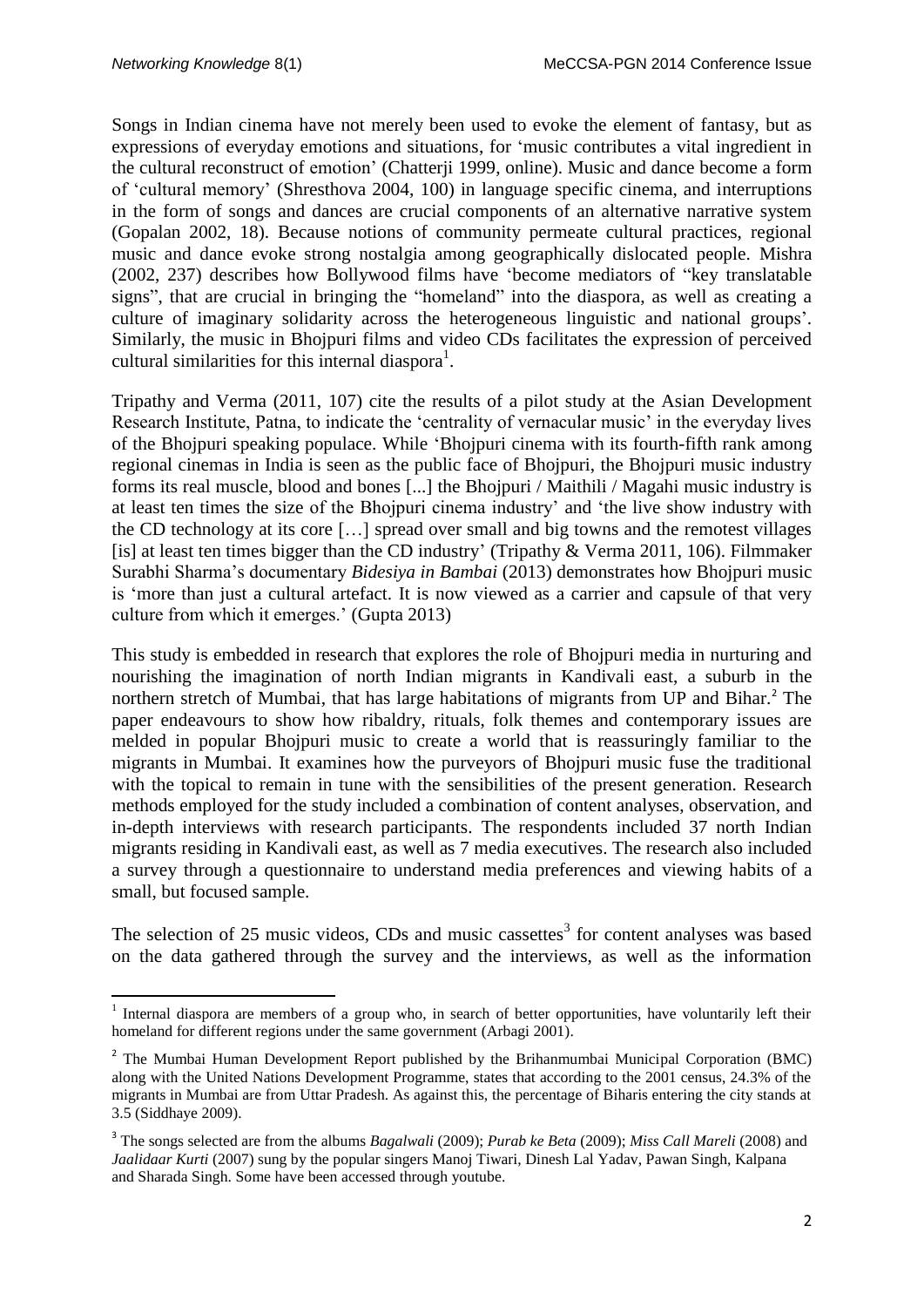Songs in Indian cinema have not merely been used to evoke the element of fantasy, but as expressions of everyday emotions and situations, for 'music contributes a vital ingredient in the cultural reconstruct of emotion' (Chatterji 1999, online). Music and dance become a form of 'cultural memory' (Shresthova 2004, 100) in language specific cinema, and interruptions in the form of songs and dances are crucial components of an alternative narrative system (Gopalan 2002, 18). Because notions of community permeate cultural practices, regional music and dance evoke strong nostalgia among geographically dislocated people. Mishra (2002, 237) describes how Bollywood films have 'become mediators of "key translatable signs", that are crucial in bringing the "homeland" into the diaspora, as well as creating a culture of imaginary solidarity across the heterogeneous linguistic and national groups'. Similarly, the music in Bhojpuri films and video CDs facilitates the expression of perceived cultural similarities for this internal diaspora[1].

Tripathy and Verma (2011, 107) cite the results of a pilot study at the Asian Development Research Institute, Patna, to indicate the 'centrality of vernacular music' in the everyday lives of the Bhojpuri speaking populace. While 'Bhojpuri cinema with its fourth-fifth rank among regional cinemas in India is seen as the public face of Bhojpuri, the Bhojpuri music industry forms its real muscle, blood and bones [...] the Bhojpuri / Maithili / Magahi music industry is at least ten times the size of the Bhojpuri cinema industry' and 'the live show industry with the CD technology at its core […] spread over small and big towns and the remotest villages [is] at least ten times bigger than the CD industry' (Tripathy & Verma 2011, 106). Filmmaker Surabhi Sharma's documentary *Bidesiya in Bambai* (2013) demonstrates how Bhojpuri music is 'more than just a cultural artefact. It is now viewed as a carrier and capsule of that very culture from which it emerges.' (Gupta 2013)

This study is embedded in research that explores the role of Bhojpuri media in nurturing and nourishing the imagination of north Indian migrants in Kandivali east, a suburb in the northern stretch of Mumbai, that has large habitations of migrants from UP and Bihar.[2] The paper endeavours to show how ribaldry, rituals, folk themes and contemporary issues are melded in popular Bhojpuri music to create a world that is reassuringly familiar to the migrants in Mumbai. It examines how the purveyors of Bhojpuri music fuse the traditional with the topical to remain in tune with the sensibilities of the present generation. Research methods employed for the study included a combination of content analyses, observation, and in-depth interviews with research participants. The respondents included 37 north Indian migrants residing in Kandivali east, as well as 7 media executives. The research also included a survey through a questionnaire to understand media preferences and viewing habits of a small, but focused sample.

The selection of 25 music videos, CDs and music cassettes[3] for content analyses was based on the data gathered through the survey and the interviews, as well as the information

---

[1] Internal diaspora are members of a group who, in search of better opportunities, have voluntarily left their homeland for different regions under the same government (Arbagi 2001).

[2] The Mumbai Human Development Report published by the Brihanmumbai Municipal Corporation (BMC) along with the United Nations Development Programme, states that according to the 2001 census, 24.3% of the migrants in Mumbai are from Uttar Pradesh. As against this, the percentage of Biharis entering the city stands at 3.5 (Siddhaye 2009).

[3] The songs selected are from the albums *Bagalwali* (2009); *Purab ke Beta* (2009); *Miss Call Mareli* (2008) and *Jaalidaar Kurti* (2007) sung by the popular singers Manoj Tiwari, Dinesh Lal Yadav, Pawan Singh, Kalpana and Sharada Singh. Some have been accessed through youtube.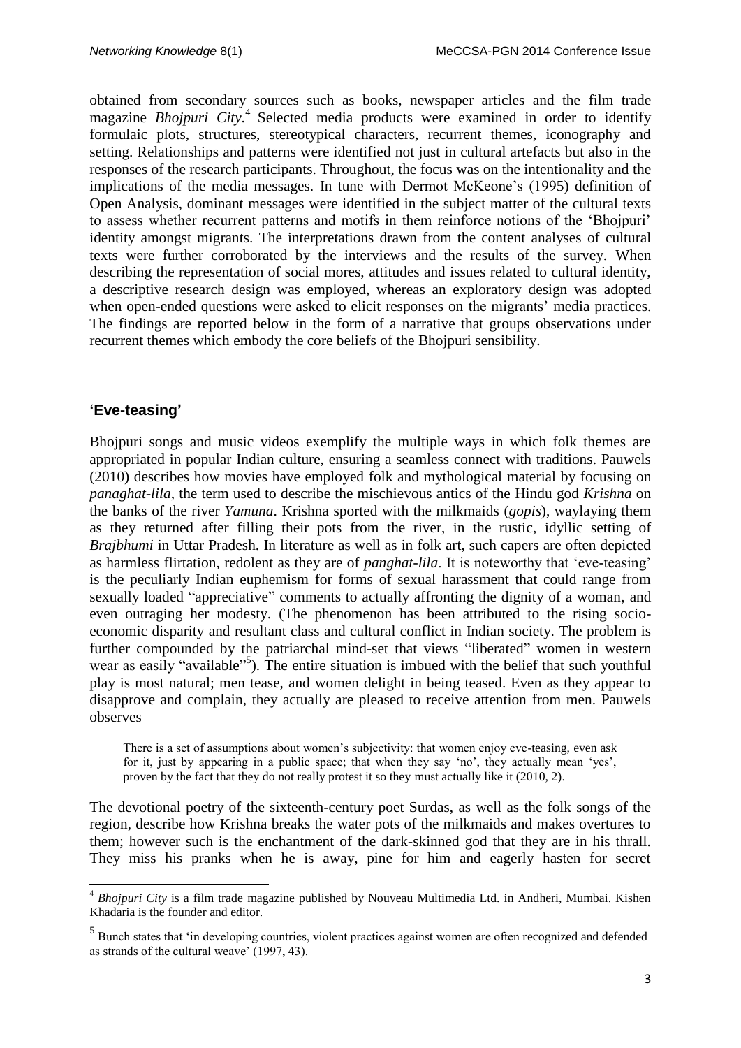obtained from secondary sources such as books, newspaper articles and the film trade magazine *Bhojpuri City*.[4] Selected media products were examined in order to identify formulaic plots, structures, stereotypical characters, recurrent themes, iconography and setting. Relationships and patterns were identified not just in cultural artefacts but also in the responses of the research participants. Throughout, the focus was on the intentionality and the implications of the media messages. In tune with Dermot McKeone's (1995) definition of Open Analysis, dominant messages were identified in the subject matter of the cultural texts to assess whether recurrent patterns and motifs in them reinforce notions of the 'Bhojpuri' identity amongst migrants. The interpretations drawn from the content analyses of cultural texts were further corroborated by the interviews and the results of the survey. When describing the representation of social mores, attitudes and issues related to cultural identity, a descriptive research design was employed, whereas an exploratory design was adopted when open-ended questions were asked to elicit responses on the migrants' media practices. The findings are reported below in the form of a narrative that groups observations under recurrent themes which embody the core beliefs of the Bhojpuri sensibility.

## 'Eve-teasing'

Bhojpuri songs and music videos exemplify the multiple ways in which folk themes are appropriated in popular Indian culture, ensuring a seamless connect with traditions. Pauwels (2010) describes how movies have employed folk and mythological material by focusing on *panaghat-lila*, the term used to describe the mischievous antics of the Hindu god *Krishna* on the banks of the river *Yamuna*. Krishna sported with the milkmaids (*gopis*), waylaying them as they returned after filling their pots from the river, in the rustic, idyllic setting of *Brajbhumi* in Uttar Pradesh. In literature as well as in folk art, such capers are often depicted as harmless flirtation, redolent as they are of *panghat-lila*. It is noteworthy that 'eve-teasing' is the peculiarly Indian euphemism for forms of sexual harassment that could range from sexually loaded "appreciative" comments to actually affronting the dignity of a woman, and even outraging her modesty. (The phenomenon has been attributed to the rising socio-economic disparity and resultant class and cultural conflict in Indian society. The problem is further compounded by the patriarchal mind-set that views "liberated" women in western wear as easily "available"[5]). The entire situation is imbued with the belief that such youthful play is most natural; men tease, and women delight in being teased. Even as they appear to disapprove and complain, they actually are pleased to receive attention from men. Pauwels observes

> There is a set of assumptions about women's subjectivity: that women enjoy eve-teasing, even ask for it, just by appearing in a public space; that when they say 'no', they actually mean 'yes', proven by the fact that they do not really protest it so they must actually like it (2010, 2).

The devotional poetry of the sixteenth-century poet Surdas, as well as the folk songs of the region, describe how Krishna breaks the water pots of the milkmaids and makes overtures to them; however such is the enchantment of the dark-skinned god that they are in his thrall. They miss his pranks when he is away, pine for him and eagerly hasten for secret

---

[4] *Bhojpuri City* is a film trade magazine published by Nouveau Multimedia Ltd. in Andheri, Mumbai. Kishen Khadaria is the founder and editor.

[5] Bunch states that 'in developing countries, violent practices against women are often recognized and defended as strands of the cultural weave' (1997, 43).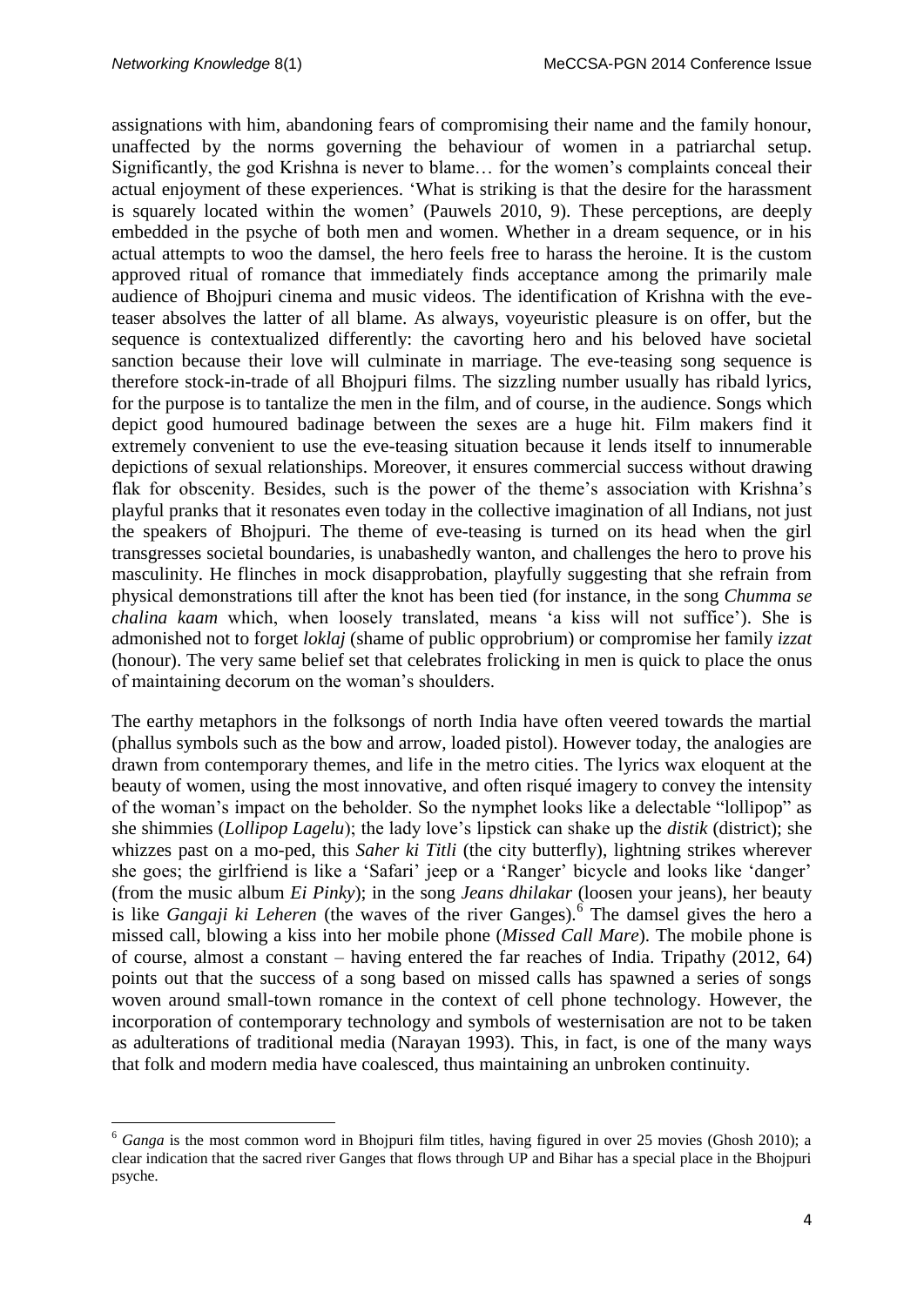assignations with him, abandoning fears of compromising their name and the family honour, unaffected by the norms governing the behaviour of women in a patriarchal setup. Significantly, the god Krishna is never to blame… for the women's complaints conceal their actual enjoyment of these experiences. 'What is striking is that the desire for the harassment is squarely located within the women' (Pauwels 2010, 9). These perceptions, are deeply embedded in the psyche of both men and women. Whether in a dream sequence, or in his actual attempts to woo the damsel, the hero feels free to harass the heroine. It is the custom approved ritual of romance that immediately finds acceptance among the primarily male audience of Bhojpuri cinema and music videos. The identification of Krishna with the eve-teaser absolves the latter of all blame. As always, voyeuristic pleasure is on offer, but the sequence is contextualized differently: the cavorting hero and his beloved have societal sanction because their love will culminate in marriage. The eve-teasing song sequence is therefore stock-in-trade of all Bhojpuri films. The sizzling number usually has ribald lyrics, for the purpose is to tantalize the men in the film, and of course, in the audience. Songs which depict good humoured badinage between the sexes are a huge hit. Film makers find it extremely convenient to use the eve-teasing situation because it lends itself to innumerable depictions of sexual relationships. Moreover, it ensures commercial success without drawing flak for obscenity. Besides, such is the power of the theme's association with Krishna's playful pranks that it resonates even today in the collective imagination of all Indians, not just the speakers of Bhojpuri. The theme of eve-teasing is turned on its head when the girl transgresses societal boundaries, is unabashedly wanton, and challenges the hero to prove his masculinity. He flinches in mock disapprobation, playfully suggesting that she refrain from physical demonstrations till after the knot has been tied (for instance, in the song *Chumma se chalina kaam* which, when loosely translated, means 'a kiss will not suffice'). She is admonished not to forget *loklaj* (shame of public opprobrium) or compromise her family *izzat* (honour). The very same belief set that celebrates frolicking in men is quick to place the onus of maintaining decorum on the woman's shoulders.

The earthy metaphors in the folksongs of north India have often veered towards the martial (phallus symbols such as the bow and arrow, loaded pistol). However today, the analogies are drawn from contemporary themes, and life in the metro cities. The lyrics wax eloquent at the beauty of women, using the most innovative, and often risqué imagery to convey the intensity of the woman's impact on the beholder. So the nymphet looks like a delectable "lollipop" as she shimmies (*Lollipop Lagelu*); the lady love's lipstick can shake up the *distik* (district); she whizzes past on a mo-ped, this *Saher ki Titli* (the city butterfly), lightning strikes wherever she goes; the girlfriend is like a 'Safari' jeep or a 'Ranger' bicycle and looks like 'danger' (from the music album *Ei Pinky*); in the song *Jeans dhilakar* (loosen your jeans), her beauty is like *Gangaji ki Leheren* (the waves of the river Ganges).[6] The damsel gives the hero a missed call, blowing a kiss into her mobile phone (*Missed Call Mare*). The mobile phone is of course, almost a constant – having entered the far reaches of India. Tripathy (2012, 64) points out that the success of a song based on missed calls has spawned a series of songs woven around small-town romance in the context of cell phone technology. However, the incorporation of contemporary technology and symbols of westernisation are not to be taken as adulterations of traditional media (Narayan 1993). This, in fact, is one of the many ways that folk and modern media have coalesced, thus maintaining an unbroken continuity.

---

[6] *Ganga* is the most common word in Bhojpuri film titles, having figured in over 25 movies (Ghosh 2010); a clear indication that the sacred river Ganges that flows through UP and Bihar has a special place in the Bhojpuri psyche.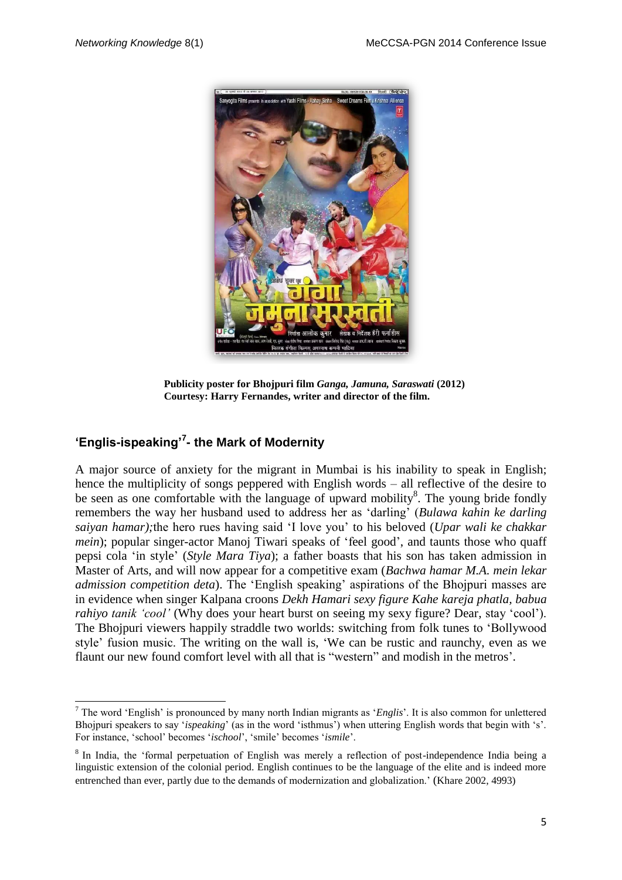**Publicity poster for Bhojpuri film *Ganga, Jamuna, Saraswati* (2012)**
**Courtesy: Harry Fernandes, writer and director of the film.**

## 'Englis-ispeaking'[7]- the Mark of Modernity

A major source of anxiety for the migrant in Mumbai is his inability to speak in English; hence the multiplicity of songs peppered with English words – all reflective of the desire to be seen as one comfortable with the language of upward mobility[8]. The young bride fondly remembers the way her husband used to address her as 'darling' (*Bulawa kahin ke darling saiyan hamar);*the hero rues having said 'I love you' to his beloved (*Upar wali ke chakkar mein*); popular singer-actor Manoj Tiwari speaks of 'feel good', and taunts those who quaff pepsi cola 'in style' (*Style Mara Tiya*); a father boasts that his son has taken admission in Master of Arts, and will now appear for a competitive exam (*Bachwa hamar M.A. mein lekar admission competition deta*). The 'English speaking' aspirations of the Bhojpuri masses are in evidence when singer Kalpana croons *Dekh Hamari sexy figure Kahe kareja phatla, babua rahiyo tanik 'cool'* (Why does your heart burst on seeing my sexy figure? Dear, stay 'cool'). The Bhojpuri viewers happily straddle two worlds: switching from folk tunes to 'Bollywood style' fusion music. The writing on the wall is, 'We can be rustic and raunchy, even as we flaunt our new found comfort level with all that is "western" and modish in the metros'.

---

[7] The word 'English' is pronounced by many north Indian migrants as '*Englis*'. It is also common for unlettered Bhojpuri speakers to say '*ispeaking*' (as in the word 'isthmus') when uttering English words that begin with 's'. For instance, 'school' becomes '*ischool*', 'smile' becomes '*ismile*'.

[8] In India, the 'formal perpetuation of English was merely a reflection of post-independence India being a linguistic extension of the colonial period. English continues to be the language of the elite and is indeed more entrenched than ever, partly due to the demands of modernization and globalization.' (Khare 2002, 4993)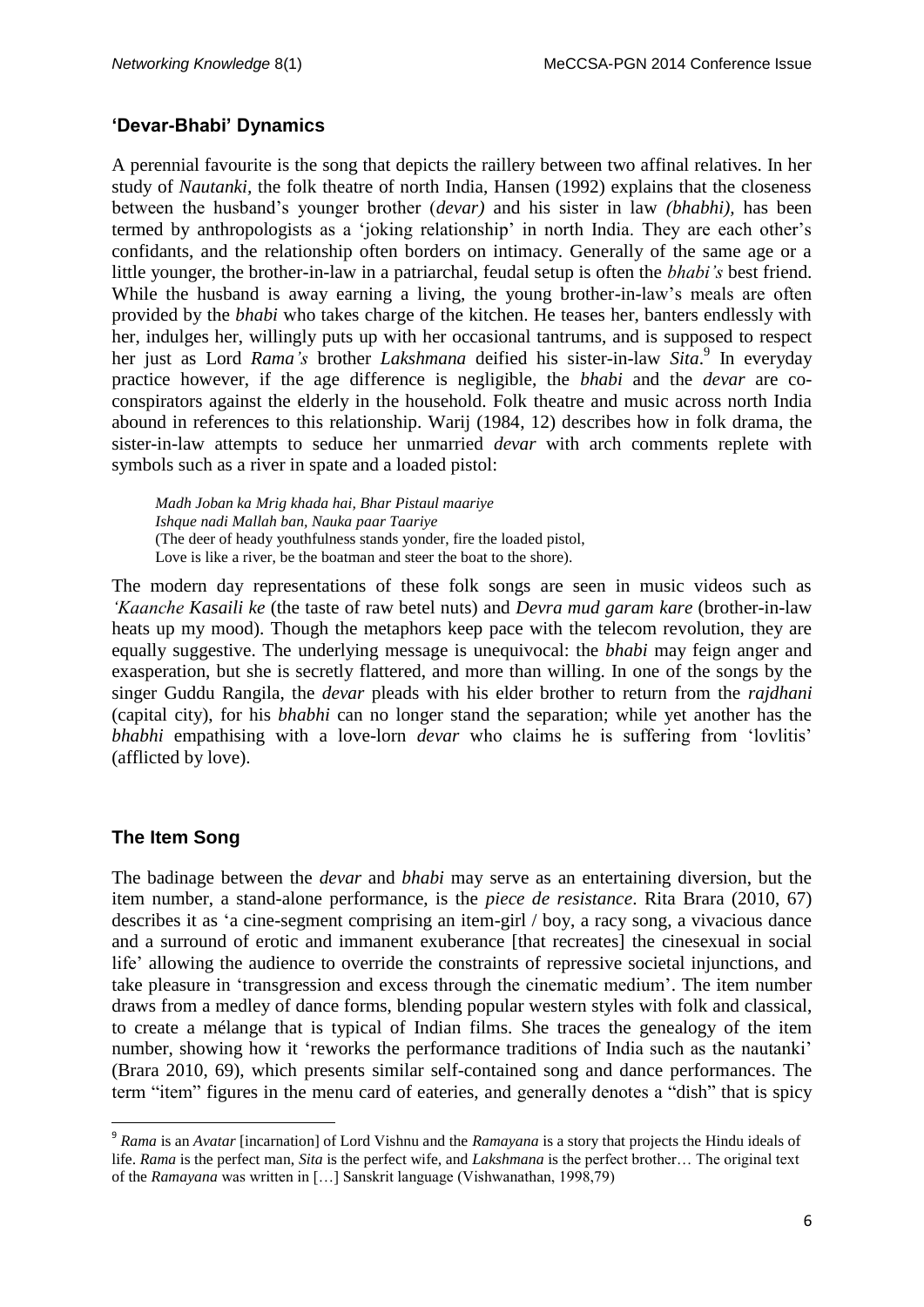### 'Devar-Bhabi' Dynamics

A perennial favourite is the song that depicts the raillery between two affinal relatives. In her study of *Nautanki*, the folk theatre of north India, Hansen (1992) explains that the closeness between the husband's younger brother (*devar)* and his sister in law *(bhabhi),* has been termed by anthropologists as a 'joking relationship' in north India. They are each other's confidants, and the relationship often borders on intimacy. Generally of the same age or a little younger, the brother-in-law in a patriarchal, feudal setup is often the *bhabi's* best friend. While the husband is away earning a living, the young brother-in-law's meals are often provided by the *bhabi* who takes charge of the kitchen. He teases her, banters endlessly with her, indulges her, willingly puts up with her occasional tantrums, and is supposed to respect her just as Lord *Rama's* brother *Lakshmana* deified his sister-in-law *Sita*.[9] In everyday practice however, if the age difference is negligible, the *bhabi* and the *devar* are co-conspirators against the elderly in the household. Folk theatre and music across north India abound in references to this relationship. Warij (1984, 12) describes how in folk drama, the sister-in-law attempts to seduce her unmarried *devar* with arch comments replete with symbols such as a river in spate and a loaded pistol:

> *Madh Joban ka Mrig khada hai, Bhar Pistaul maariye*
> *Ishque nadi Mallah ban, Nauka paar Taariye*
> (The deer of heady youthfulness stands yonder, fire the loaded pistol,
> Love is like a river, be the boatman and steer the boat to the shore).

The modern day representations of these folk songs are seen in music videos such as *'Kaanche Kasaili ke* (the taste of raw betel nuts) and *Devra mud garam kare* (brother-in-law heats up my mood). Though the metaphors keep pace with the telecom revolution, they are equally suggestive. The underlying message is unequivocal: the *bhabi* may feign anger and exasperation, but she is secretly flattered, and more than willing. In one of the songs by the singer Guddu Rangila, the *devar* pleads with his elder brother to return from the *rajdhani* (capital city), for his *bhabhi* can no longer stand the separation; while yet another has the *bhabhi* empathising with a love-lorn *devar* who claims he is suffering from 'lovlitis' (afflicted by love).

### The Item Song

The badinage between the *devar* and *bhabi* may serve as an entertaining diversion, but the item number, a stand-alone performance, is the *piece de resistance*. Rita Brara (2010, 67) describes it as 'a cine-segment comprising an item-girl / boy, a racy song, a vivacious dance and a surround of erotic and immanent exuberance [that recreates] the cinesexual in social life' allowing the audience to override the constraints of repressive societal injunctions, and take pleasure in 'transgression and excess through the cinematic medium'. The item number draws from a medley of dance forms, blending popular western styles with folk and classical, to create a mélange that is typical of Indian films. She traces the genealogy of the item number, showing how it 'reworks the performance traditions of India such as the nautanki' (Brara 2010, 69), which presents similar self-contained song and dance performances. The term "item" figures in the menu card of eateries, and generally denotes a "dish" that is spicy

---

[9] *Rama* is an *Avatar* [incarnation] of Lord Vishnu and the *Ramayana* is a story that projects the Hindu ideals of life. *Rama* is the perfect man, *Sita* is the perfect wife, and *Lakshmana* is the perfect brother… The original text of the *Ramayana* was written in […] Sanskrit language (Vishwanathan, 1998,79)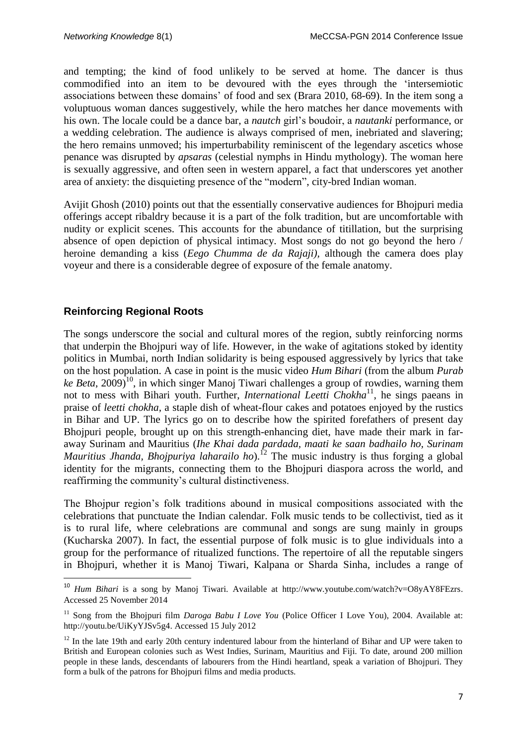and tempting; the kind of food unlikely to be served at home. The dancer is thus commodified into an item to be devoured with the eyes through the 'intersemiotic associations between these domains' of food and sex (Brara 2010, 68-69). In the item song a voluptuous woman dances suggestively, while the hero matches her dance movements with his own. The locale could be a dance bar, a *nautch* girl's boudoir, a *nautanki* performance, or a wedding celebration. The audience is always comprised of men, inebriated and slavering; the hero remains unmoved; his imperturbability reminiscent of the legendary ascetics whose penance was disrupted by *apsaras* (celestial nymphs in Hindu mythology). The woman here is sexually aggressive, and often seen in western apparel, a fact that underscores yet another area of anxiety: the disquieting presence of the "modern", city-bred Indian woman.

Avijit Ghosh (2010) points out that the essentially conservative audiences for Bhojpuri media offerings accept ribaldry because it is a part of the folk tradition, but are uncomfortable with nudity or explicit scenes. This accounts for the abundance of titillation, but the surprising absence of open depiction of physical intimacy. Most songs do not go beyond the hero / heroine demanding a kiss (*Eego Chumma de da Rajaji)*, although the camera does play voyeur and there is a considerable degree of exposure of the female anatomy.

## Reinforcing Regional Roots

The songs underscore the social and cultural mores of the region, subtly reinforcing norms that underpin the Bhojpuri way of life. However, in the wake of agitations stoked by identity politics in Mumbai, north Indian solidarity is being espoused aggressively by lyrics that take on the host population. A case in point is the music video *Hum Bihari* (from the album *Purab ke Beta*, 2009)[10], in which singer Manoj Tiwari challenges a group of rowdies, warning them not to mess with Bihari youth. Further, *International Leetti Chokha*[11], he sings paeans in praise of *leetti chokha*, a staple dish of wheat-flour cakes and potatoes enjoyed by the rustics in Bihar and UP. The lyrics go on to describe how the spirited forefathers of present day Bhojpuri people, brought up on this strength-enhancing diet, have made their mark in far-away Surinam and Mauritius (*Ihe Khai dada pardada, maati ke saan badhailo ho, Surinam Mauritius Jhanda, Bhojpuriya laharailo ho*).[12] The music industry is thus forging a global identity for the migrants, connecting them to the Bhojpuri diaspora across the world, and reaffirming the community's cultural distinctiveness.

The Bhojpur region's folk traditions abound in musical compositions associated with the celebrations that punctuate the Indian calendar. Folk music tends to be collectivist, tied as it is to rural life, where celebrations are communal and songs are sung mainly in groups (Kucharska 2007). In fact, the essential purpose of folk music is to glue individuals into a group for the performance of ritualized functions. The repertoire of all the reputable singers in Bhojpuri, whether it is Manoj Tiwari, Kalpana or Sharda Sinha, includes a range of

---

[10] *Hum Bihari* is a song by Manoj Tiwari. Available at http://www.youtube.com/watch?v=O8yAY8FEzrs. Accessed 25 November 2014

[11] Song from the Bhojpuri film *Daroga Babu I Love You* (Police Officer I Love You), 2004. Available at: http://youtu.be/UiKyYJSv5g4. Accessed 15 July 2012

[12] In the late 19th and early 20th century indentured labour from the hinterland of Bihar and UP were taken to British and European colonies such as West Indies, Surinam, Mauritius and Fiji. To date, around 200 million people in these lands, descendants of labourers from the Hindi heartland, speak a variation of Bhojpuri. They form a bulk of the patrons for Bhojpuri films and media products.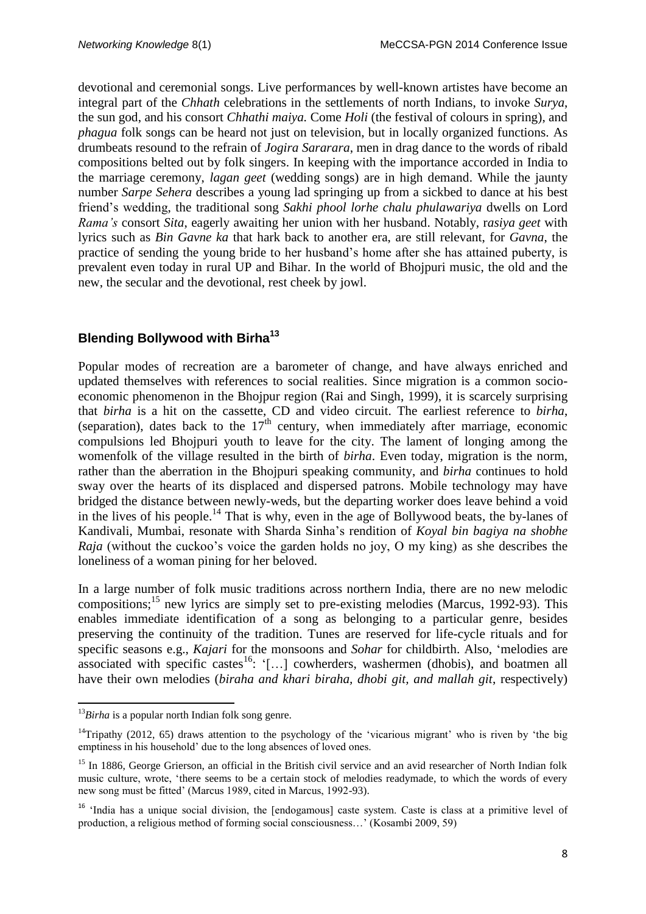devotional and ceremonial songs. Live performances by well-known artistes have become an integral part of the *Chhath* celebrations in the settlements of north Indians, to invoke *Surya*, the sun god, and his consort *Chhathi maiya.* Come *Holi* (the festival of colours in spring), and *phagua* folk songs can be heard not just on television, but in locally organized functions. As drumbeats resound to the refrain of *Jogira Sararara*, men in drag dance to the words of ribald compositions belted out by folk singers. In keeping with the importance accorded in India to the marriage ceremony, *lagan geet* (wedding songs) are in high demand. While the jaunty number *Sarpe Sehera* describes a young lad springing up from a sickbed to dance at his best friend's wedding, the traditional song *Sakhi phool lorhe chalu phulawariya* dwells on Lord *Rama's* consort *Sita*, eagerly awaiting her union with her husband. Notably, r*asiya geet* with lyrics such as *Bin Gavne ka* that hark back to another era, are still relevant, for *Gavna*, the practice of sending the young bride to her husband's home after she has attained puberty, is prevalent even today in rural UP and Bihar. In the world of Bhojpuri music, the old and the new, the secular and the devotional, rest cheek by jowl.

## Blending Bollywood with Birha[13]

Popular modes of recreation are a barometer of change, and have always enriched and updated themselves with references to social realities. Since migration is a common socio-economic phenomenon in the Bhojpur region (Rai and Singh, 1999), it is scarcely surprising that *birha* is a hit on the cassette, CD and video circuit. The earliest reference to *birha*, (separation), dates back to the 17th century, when immediately after marriage, economic compulsions led Bhojpuri youth to leave for the city. The lament of longing among the womenfolk of the village resulted in the birth of *birha*. Even today, migration is the norm, rather than the aberration in the Bhojpuri speaking community, and *birha* continues to hold sway over the hearts of its displaced and dispersed patrons. Mobile technology may have bridged the distance between newly-weds, but the departing worker does leave behind a void in the lives of his people.[14] That is why, even in the age of Bollywood beats, the by-lanes of Kandivali, Mumbai, resonate with Sharda Sinha's rendition of *Koyal bin bagiya na shobhe Raja* (without the cuckoo's voice the garden holds no joy, O my king) as she describes the loneliness of a woman pining for her beloved.

In a large number of folk music traditions across northern India, there are no new melodic compositions;[15] new lyrics are simply set to pre-existing melodies (Marcus, 1992-93). This enables immediate identification of a song as belonging to a particular genre, besides preserving the continuity of the tradition. Tunes are reserved for life-cycle rituals and for specific seasons e.g., *Kajari* for the monsoons and *Sohar* for childbirth. Also, 'melodies are associated with specific castes[16]: '[…] cowherders, washermen (dhobis), and boatmen all have their own melodies (*biraha and khari biraha, dhobi git, and mallah git*, respectively)

---

[13] *Birha* is a popular north Indian folk song genre.

[14] Tripathy (2012, 65) draws attention to the psychology of the 'vicarious migrant' who is riven by 'the big emptiness in his household' due to the long absences of loved ones.

[15] In 1886, George Grierson, an official in the British civil service and an avid researcher of North Indian folk music culture, wrote, 'there seems to be a certain stock of melodies readymade, to which the words of every new song must be fitted' (Marcus 1989, cited in Marcus, 1992-93).

[16] 'India has a unique social division, the [endogamous] caste system. Caste is class at a primitive level of production, a religious method of forming social consciousness…' (Kosambi 2009, 59)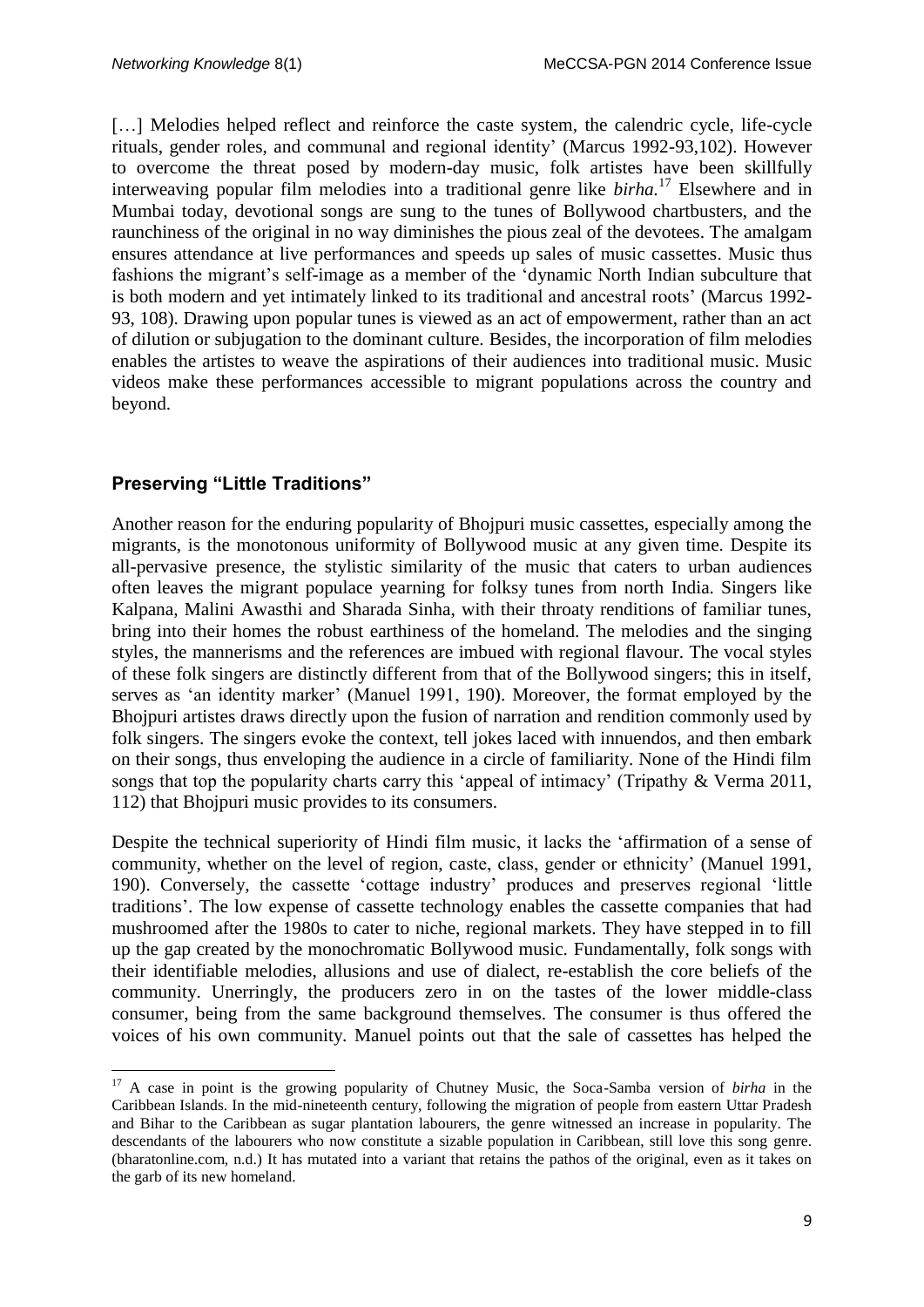[…] Melodies helped reflect and reinforce the caste system, the calendric cycle, life-cycle rituals, gender roles, and communal and regional identity' (Marcus 1992-93,102). However to overcome the threat posed by modern-day music, folk artistes have been skillfully interweaving popular film melodies into a traditional genre like *birha.*[17] Elsewhere and in Mumbai today, devotional songs are sung to the tunes of Bollywood chartbusters, and the raunchiness of the original in no way diminishes the pious zeal of the devotees. The amalgam ensures attendance at live performances and speeds up sales of music cassettes. Music thus fashions the migrant's self-image as a member of the 'dynamic North Indian subculture that is both modern and yet intimately linked to its traditional and ancestral roots' (Marcus 1992-93, 108). Drawing upon popular tunes is viewed as an act of empowerment, rather than an act of dilution or subjugation to the dominant culture. Besides, the incorporation of film melodies enables the artistes to weave the aspirations of their audiences into traditional music. Music videos make these performances accessible to migrant populations across the country and beyond.

## Preserving "Little Traditions"

Another reason for the enduring popularity of Bhojpuri music cassettes, especially among the migrants, is the monotonous uniformity of Bollywood music at any given time. Despite its all-pervasive presence, the stylistic similarity of the music that caters to urban audiences often leaves the migrant populace yearning for folksy tunes from north India. Singers like Kalpana, Malini Awasthi and Sharada Sinha, with their throaty renditions of familiar tunes, bring into their homes the robust earthiness of the homeland. The melodies and the singing styles, the mannerisms and the references are imbued with regional flavour. The vocal styles of these folk singers are distinctly different from that of the Bollywood singers; this in itself, serves as 'an identity marker' (Manuel 1991, 190). Moreover, the format employed by the Bhojpuri artistes draws directly upon the fusion of narration and rendition commonly used by folk singers. The singers evoke the context, tell jokes laced with innuendos, and then embark on their songs, thus enveloping the audience in a circle of familiarity. None of the Hindi film songs that top the popularity charts carry this 'appeal of intimacy' (Tripathy & Verma 2011, 112) that Bhojpuri music provides to its consumers.

Despite the technical superiority of Hindi film music, it lacks the 'affirmation of a sense of community, whether on the level of region, caste, class, gender or ethnicity' (Manuel 1991, 190). Conversely, the cassette 'cottage industry' produces and preserves regional 'little traditions'. The low expense of cassette technology enables the cassette companies that had mushroomed after the 1980s to cater to niche, regional markets. They have stepped in to fill up the gap created by the monochromatic Bollywood music. Fundamentally, folk songs with their identifiable melodies, allusions and use of dialect, re-establish the core beliefs of the community. Unerringly, the producers zero in on the tastes of the lower middle-class consumer, being from the same background themselves. The consumer is thus offered the voices of his own community. Manuel points out that the sale of cassettes has helped the

---

[17] A case in point is the growing popularity of Chutney Music, the Soca-Samba version of *birha* in the Caribbean Islands. In the mid-nineteenth century, following the migration of people from eastern Uttar Pradesh and Bihar to the Caribbean as sugar plantation labourers, the genre witnessed an increase in popularity. The descendants of the labourers who now constitute a sizable population in Caribbean, still love this song genre. (bharatonline.com, n.d.) It has mutated into a variant that retains the pathos of the original, even as it takes on the garb of its new homeland.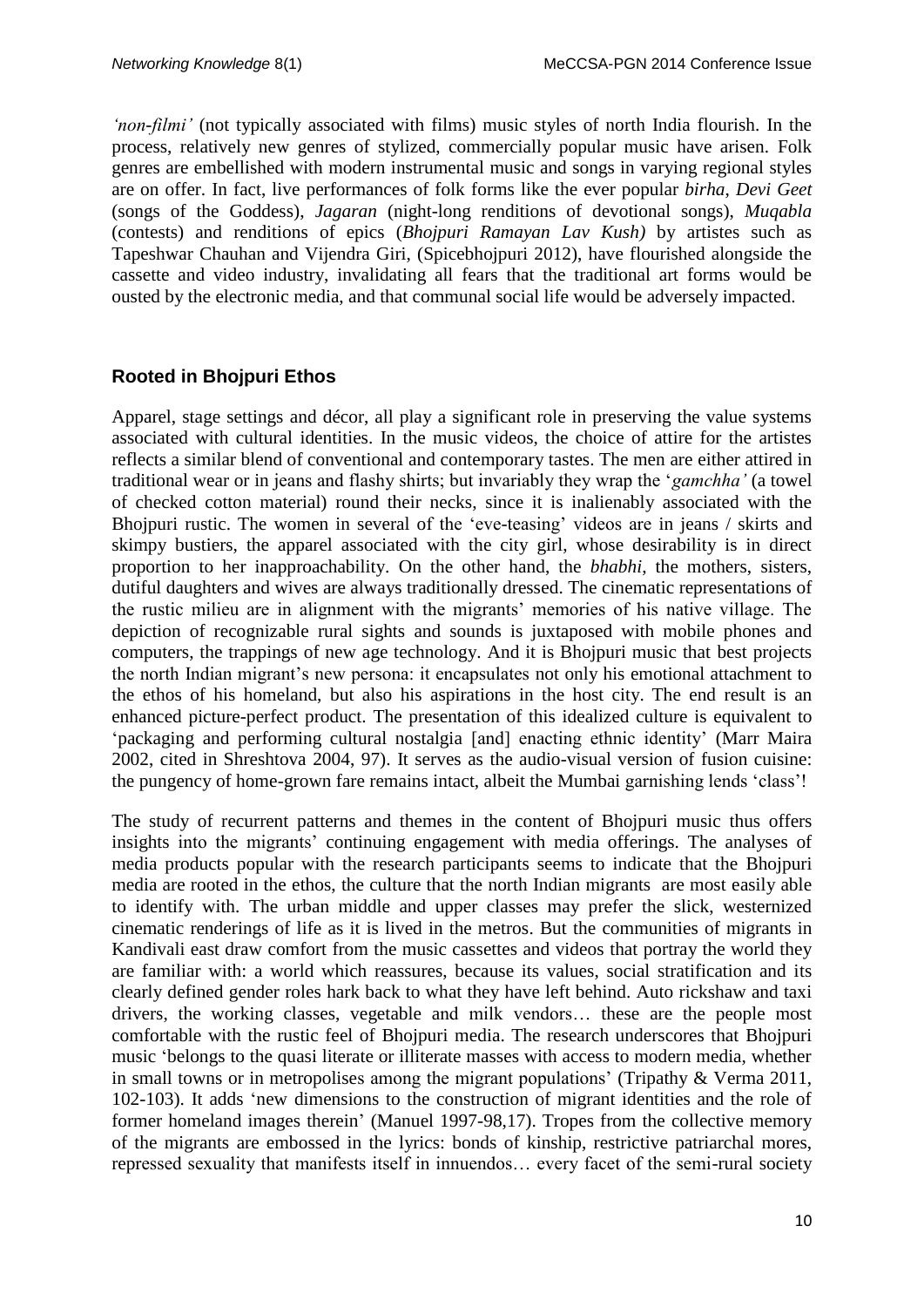*'non-filmi'* (not typically associated with films) music styles of north India flourish. In the process, relatively new genres of stylized, commercially popular music have arisen. Folk genres are embellished with modern instrumental music and songs in varying regional styles are on offer. In fact, live performances of folk forms like the ever popular *birha*, *Devi Geet* (songs of the Goddess), *Jagaran* (night-long renditions of devotional songs), *Muqabla* (contests) and renditions of epics (*Bhojpuri Ramayan Lav Kush)* by artistes such as Tapeshwar Chauhan and Vijendra Giri, (Spicebhojpuri 2012), have flourished alongside the cassette and video industry, invalidating all fears that the traditional art forms would be ousted by the electronic media, and that communal social life would be adversely impacted.

## Rooted in Bhojpuri Ethos

Apparel, stage settings and décor, all play a significant role in preserving the value systems associated with cultural identities. In the music videos, the choice of attire for the artistes reflects a similar blend of conventional and contemporary tastes. The men are either attired in traditional wear or in jeans and flashy shirts; but invariably they wrap the '*gamchha'* (a towel of checked cotton material) round their necks, since it is inalienably associated with the Bhojpuri rustic. The women in several of the 'eve-teasing' videos are in jeans / skirts and skimpy bustiers, the apparel associated with the city girl, whose desirability is in direct proportion to her inapproachability. On the other hand, the *bhabhi*, the mothers, sisters, dutiful daughters and wives are always traditionally dressed. The cinematic representations of the rustic milieu are in alignment with the migrants' memories of his native village. The depiction of recognizable rural sights and sounds is juxtaposed with mobile phones and computers, the trappings of new age technology. And it is Bhojpuri music that best projects the north Indian migrant's new persona: it encapsulates not only his emotional attachment to the ethos of his homeland, but also his aspirations in the host city. The end result is an enhanced picture-perfect product. The presentation of this idealized culture is equivalent to 'packaging and performing cultural nostalgia [and] enacting ethnic identity' (Marr Maira 2002, cited in Shreshtova 2004, 97). It serves as the audio-visual version of fusion cuisine: the pungency of home-grown fare remains intact, albeit the Mumbai garnishing lends 'class'!

The study of recurrent patterns and themes in the content of Bhojpuri music thus offers insights into the migrants' continuing engagement with media offerings. The analyses of media products popular with the research participants seems to indicate that the Bhojpuri media are rooted in the ethos, the culture that the north Indian migrants are most easily able to identify with. The urban middle and upper classes may prefer the slick, westernized cinematic renderings of life as it is lived in the metros. But the communities of migrants in Kandivali east draw comfort from the music cassettes and videos that portray the world they are familiar with: a world which reassures, because its values, social stratification and its clearly defined gender roles hark back to what they have left behind. Auto rickshaw and taxi drivers, the working classes, vegetable and milk vendors… these are the people most comfortable with the rustic feel of Bhojpuri media. The research underscores that Bhojpuri music 'belongs to the quasi literate or illiterate masses with access to modern media, whether in small towns or in metropolises among the migrant populations' (Tripathy & Verma 2011, 102-103). It adds 'new dimensions to the construction of migrant identities and the role of former homeland images therein' (Manuel 1997-98,17). Tropes from the collective memory of the migrants are embossed in the lyrics: bonds of kinship, restrictive patriarchal mores, repressed sexuality that manifests itself in innuendos… every facet of the semi-rural society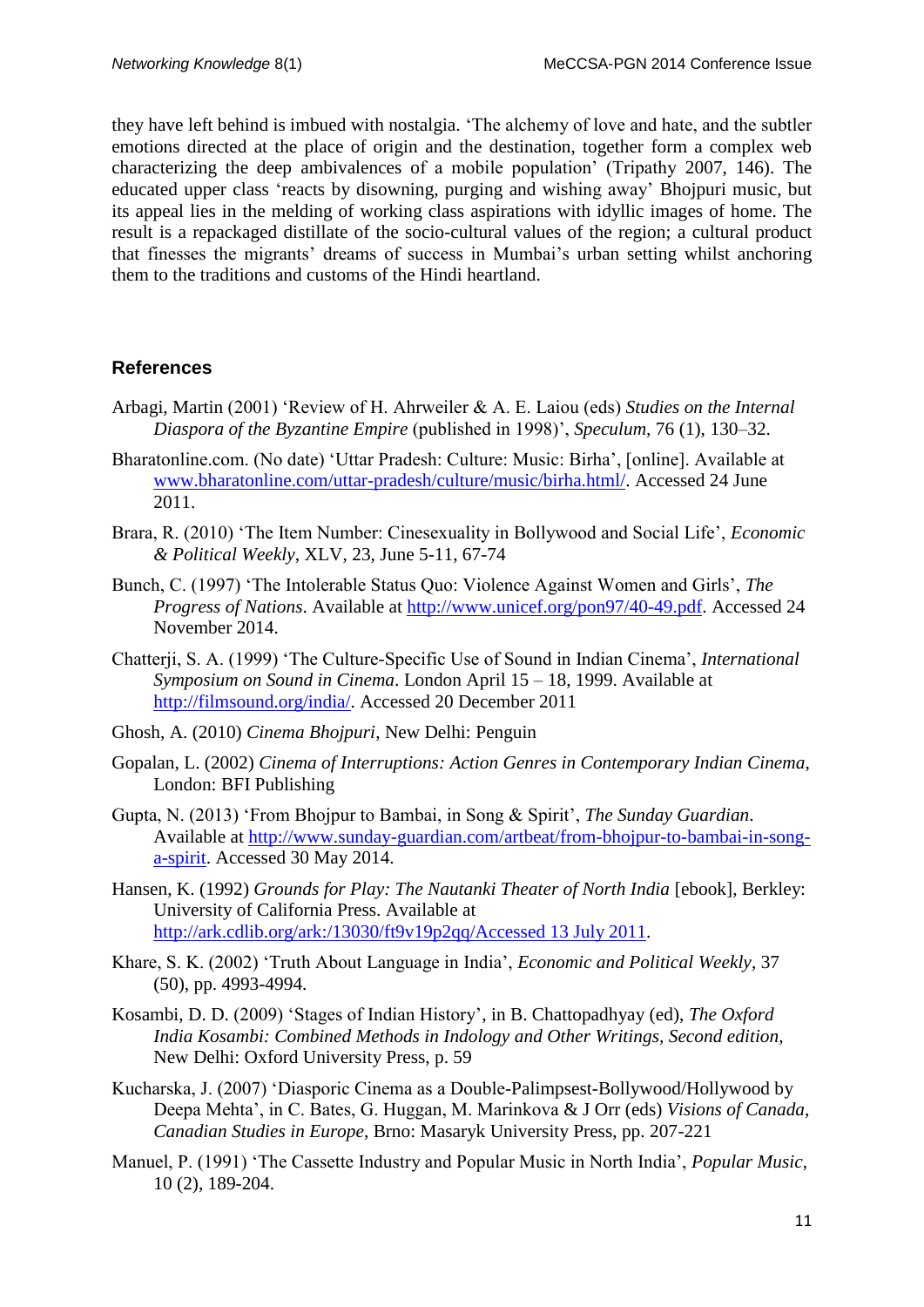they have left behind is imbued with nostalgia. 'The alchemy of love and hate, and the subtler emotions directed at the place of origin and the destination, together form a complex web characterizing the deep ambivalences of a mobile population' (Tripathy 2007, 146). The educated upper class 'reacts by disowning, purging and wishing away' Bhojpuri music, but its appeal lies in the melding of working class aspirations with idyllic images of home. The result is a repackaged distillate of the socio-cultural values of the region; a cultural product that finesses the migrants' dreams of success in Mumbai's urban setting whilst anchoring them to the traditions and customs of the Hindi heartland.

## References

Arbagi, Martin (2001) 'Review of H. Ahrweiler & A. E. Laiou (eds) *Studies on the Internal Diaspora of the Byzantine Empire* (published in 1998)', *Speculum*, 76 (1), 130–32.

Bharatonline.com. (No date) 'Uttar Pradesh: Culture: Music: Birha', [online]. Available at www.bharatonline.com/uttar-pradesh/culture/music/birha.html/. Accessed 24 June 2011.

Brara, R. (2010) 'The Item Number: Cinesexuality in Bollywood and Social Life', *Economic & Political Weekly*, XLV, 23, June 5-11, 67-74

Bunch, C. (1997) 'The Intolerable Status Quo: Violence Against Women and Girls', *The Progress of Nations*. Available at http://www.unicef.org/pon97/40-49.pdf. Accessed 24 November 2014.

Chatterji, S. A. (1999) 'The Culture-Specific Use of Sound in Indian Cinema', *International Symposium on Sound in Cinema*. London April 15 – 18, 1999. Available at http://filmsound.org/india/. Accessed 20 December 2011

Ghosh, A. (2010) *Cinema Bhojpuri*, New Delhi: Penguin

Gopalan, L. (2002) *Cinema of Interruptions: Action Genres in Contemporary Indian Cinema*, London: BFI Publishing

Gupta, N. (2013) 'From Bhojpur to Bambai, in Song & Spirit', *The Sunday Guardian*. Available at http://www.sunday-guardian.com/artbeat/from-bhojpur-to-bambai-in-song-a-spirit. Accessed 30 May 2014.

Hansen, K. (1992) *Grounds for Play: The Nautanki Theater of North India* [ebook], Berkley: University of California Press. Available at http://ark.cdlib.org/ark:/13030/ft9v19p2qq/Accessed 13 July 2011.

Khare, S. K. (2002) 'Truth About Language in India', *Economic and Political Weekly*, 37 (50), pp. 4993-4994.

Kosambi, D. D. (2009) 'Stages of Indian History', in B. Chattopadhyay (ed), *The Oxford India Kosambi: Combined Methods in Indology and Other Writings, Second edition*, New Delhi: Oxford University Press, p. 59

Kucharska, J. (2007) 'Diasporic Cinema as a Double-Palimpsest-Bollywood/Hollywood by Deepa Mehta', in C. Bates, G. Huggan, M. Marinkova & J Orr (eds) *Visions of Canada, Canadian Studies in Europe*, Brno: Masaryk University Press, pp. 207-221

Manuel, P. (1991) 'The Cassette Industry and Popular Music in North India', *Popular Music*, 10 (2), 189-204.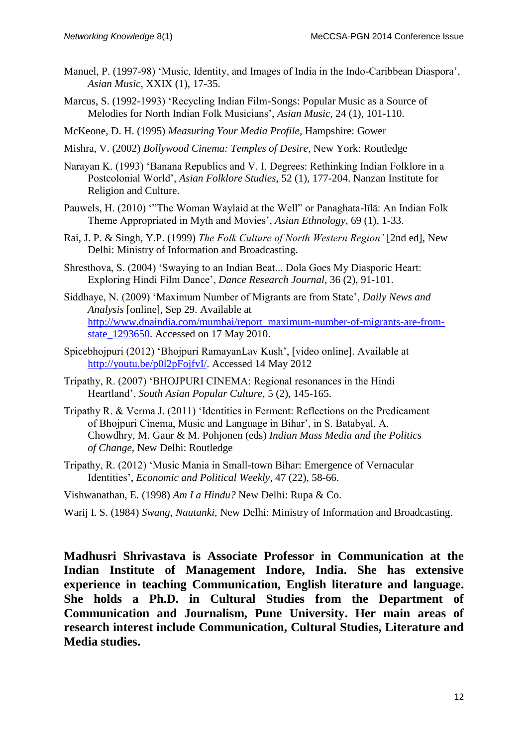Manuel, P. (1997-98) 'Music, Identity, and Images of India in the Indo-Caribbean Diaspora', *Asian Music*, XXIX (1), 17-35.

Marcus, S. (1992-1993) 'Recycling Indian Film-Songs: Popular Music as a Source of Melodies for North Indian Folk Musicians', *Asian Music*, 24 (1), 101-110.

McKeone, D. H. (1995) *Measuring Your Media Profile,* Hampshire: Gower

Mishra, V. (2002) *Bollywood Cinema: Temples of Desire*, New York: Routledge

Narayan K. (1993) 'Banana Republics and V. I. Degrees: Rethinking Indian Folklore in a Postcolonial World', *Asian Folklore Studies*, 52 (1), 177-204. Nanzan Institute for Religion and Culture.

Pauwels, H. (2010) '"The Woman Waylaid at the Well" or Panaghata-līlā: An Indian Folk Theme Appropriated in Myth and Movies', *Asian Ethnology*, 69 (1), 1-33.

Rai, J. P. & Singh, Y.P. (1999) *The Folk Culture of North Western Region'* [2nd ed], New Delhi: Ministry of Information and Broadcasting.

Shresthova, S. (2004) 'Swaying to an Indian Beat... Dola Goes My Diasporic Heart: Exploring Hindi Film Dance', *Dance Research Journal*, 36 (2), 91-101.

Siddhaye, N. (2009) 'Maximum Number of Migrants are from State', *Daily News and Analysis* [online], Sep 29. Available at http://www.dnaindia.com/mumbai/report_maximum-number-of-migrants-are-from-state_1293650. Accessed on 17 May 2010.

Spicebhojpuri (2012) 'Bhojpuri RamayanLav Kush', [video online]. Available at http://youtu.be/p0l2pFojfvI/. Accessed 14 May 2012

Tripathy, R. (2007) 'BHOJPURI CINEMA: Regional resonances in the Hindi Heartland', *South Asian Popular Culture,* 5 (2), 145-165.

Tripathy R. & Verma J. (2011) 'Identities in Ferment: Reflections on the Predicament of Bhojpuri Cinema, Music and Language in Bihar', in S. Batabyal, A. Chowdhry, M. Gaur & M. Pohjonen (eds) *Indian Mass Media and the Politics of Change,* New Delhi: Routledge

Tripathy, R. (2012) 'Music Mania in Small-town Bihar: Emergence of Vernacular Identities', *Economic and Political Weekly*, 47 (22), 58-66.

Vishwanathan, E. (1998) *Am I a Hindu?* New Delhi: Rupa & Co.

Warij I. S. (1984) *Swang, Nautanki,* New Delhi: Ministry of Information and Broadcasting.

**Madhusri Shrivastava is Associate Professor in Communication at the Indian Institute of Management Indore, India. She has extensive experience in teaching Communication, English literature and language. She holds a Ph.D. in Cultural Studies from the Department of Communication and Journalism, Pune University. Her main areas of research interest include Communication, Cultural Studies, Literature and Media studies.**